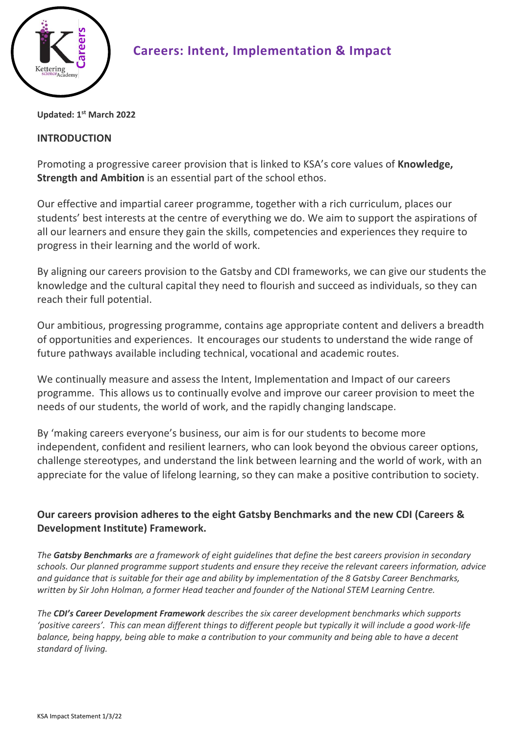# Careers: Intent, Implementation & Impact

**Updated: 1st March 2022**

## INTRODUCTION

Promoting a progressive career provision that is linked to KSA's core values of **Knowledge, Strength and Ambition** is an essential part of the school ethos.

Our effective and impartial career programme, together with a rich curriculum, places our students' best interests at the centre of everything we do. We aim to support the aspirations of all our learners and ensure they gain the skills, competencies and experiences they require to progress in their learning and the world of work.

By aligning our careers provision to the Gatsby and CDI frameworks, we can give our students the knowledge and the cultural capital they need to flourish and succeed as individuals, so they can reach their full potential.

Our ambitious, progressing programme, contains age appropriate content and delivers a breadth of opportunities and experiences. It encourages our students to understand the wide range of future pathways available including technical, vocational and academic routes.

We continually measure and assess the Intent, Implementation and Impact of our careers programme. This allows us to continually evolve and improve our career provision to meet the needs of our students, the world of work, and the rapidly changing landscape.

By 'making careers everyone's business, our aim is for our students to become more independent, confident and resilient learners, who can look beyond the obvious career options, challenge stereotypes, and understand the link between learning and the world of work, with an appreciate for the value of lifelong learning, so they can make a positive contribution to society.

### Our careers provision adheres to the eight Gatsby Benchmarks and the new CDI (Careers & Development Institute) Framework.

*The **Gatsby Benchmarks** are a framework of eight guidelines that define the best careers provision in secondary schools. Our planned programme support students and ensure they receive the relevant careers information, advice and guidance that is suitable for their age and ability by implementation of the 8 Gatsby Career Benchmarks, written by Sir John Holman, a former Head teacher and founder of the National STEM Learning Centre.*

*The **CDI's Career Development Framework** describes the six career development benchmarks which supports 'positive careers'. This can mean different things to different people but typically it will include a good work-life balance, being happy, being able to make a contribution to your community and being able to have a decent standard of living.*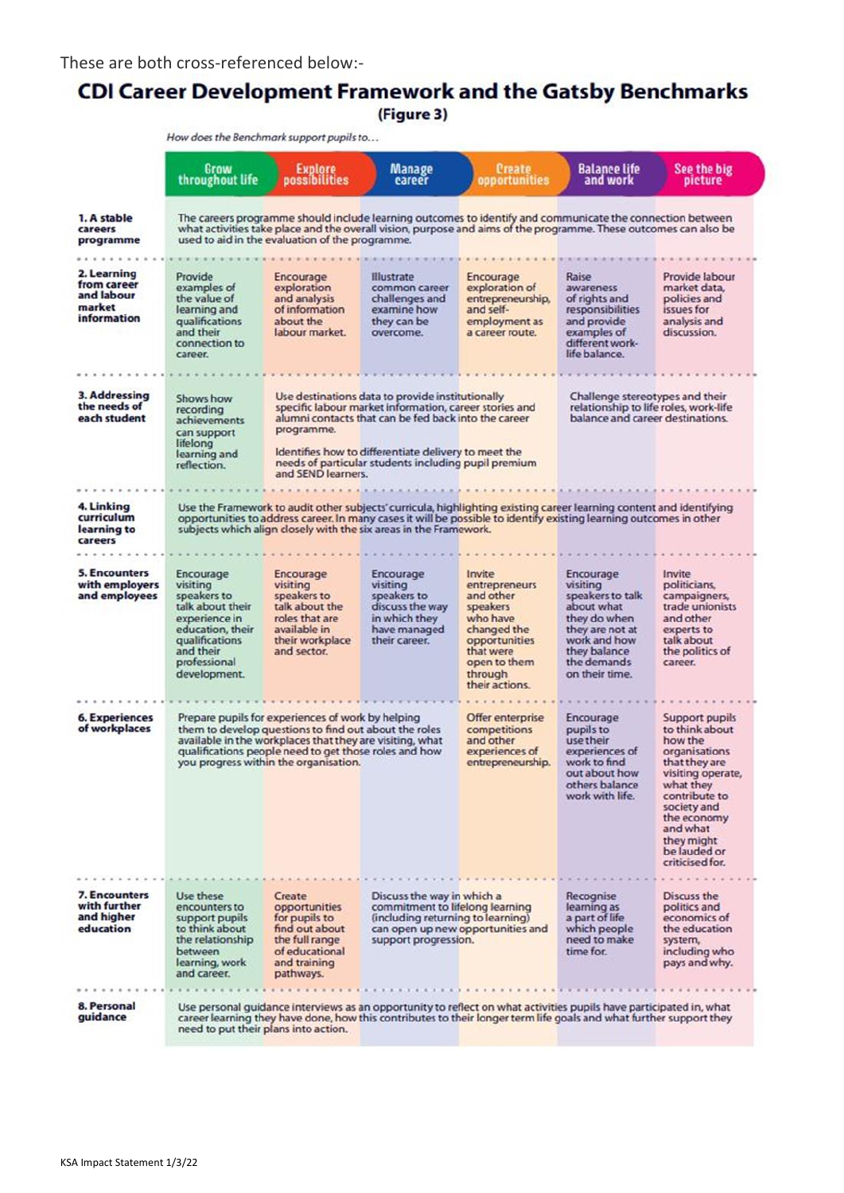These are both cross-referenced below:-

# CDI Career Development Framework and the Gatsby Benchmarks

(Figure 3)

*How does the Benchmark support pupils to…*

| | Grow throughout life | Explore possibilities | Manage career | Create opportunities | Balance life and work | See the big picture |
|---|---|---|---|---|---|---|
| **1. A stable careers programme** | The careers programme should include learning outcomes to identify and communicate the connection between what activities take place and the overall vision, purpose and aims of the programme. These outcomes can also be used to aid in the evaluation of the programme. | | | | | |
| **2. Learning from career and labour market information** | Provide examples of the value of learning and qualifications and their connection to career. | Encourage exploration and analysis of information about the labour market. | Illustrate common career challenges and examine how they can be overcome. | Encourage exploration of entrepreneurship, and self-employment as a career route. | Raise awareness of rights and responsibilities and provide examples of different work-life balance. | Provide labour market data, policies and issues for analysis and discussion. |
| **3. Addressing the needs of each student** | Shows how recording achievements can support lifelong learning and reflection. | Use destinations data to provide institutionally specific labour market information, career stories and alumni contacts that can be fed back into the career programme. Identifies how to differentiate delivery to meet the needs of particular students including pupil premium and SEND learners. | | | Challenge stereotypes and their relationship to life roles, work-life balance and career destinations. | |
| **4. Linking curriculum learning to careers** | Use the Framework to audit other subjects' curricula, highlighting existing career learning content and identifying opportunities to address career. In many cases it will be possible to identify existing learning outcomes in other subjects which align closely with the six areas in the Framework. | | | | | |
| **5. Encounters with employers and employees** | Encourage visiting speakers to talk about their experience in education, their qualifications and their professional development. | Encourage visiting speakers to talk about the roles that are available in their workplace and sector. | Encourage visiting speakers to discuss the way in which they have managed their career. | Invite entrepreneurs and other speakers who have changed the opportunities that were open to them through their actions. | Encourage visiting speakers to talk about what they do when they are not at work and how they balance the demands on their time. | Invite politicians, campaigners, trade unionists and other experts to talk about the politics of career. |
| **6. Experiences of workplaces** | Prepare pupils for experiences of work by helping them to develop questions to find out about the roles available in the workplaces that they are visiting, what qualifications people need to get those roles and how you progress within the organisation. | | | Offer enterprise competitions and other experiences of entrepreneurship. | Encourage pupils to use their experiences of work to find out about how others balance work with life. | Support pupils to think about how the organisations that they are visiting operate, what they contribute to society and the economy and what they might be lauded or criticised for. |
| **7. Encounters with further and higher education** | Use these encounters to support pupils to think about the relationship between learning, work and career. | Create opportunities for pupils to find out about the full range of educational and training pathways. | Discuss the way in which a commitment to lifelong learning (including returning to learning) can open up new opportunities and support progression. | | Recognise learning as a part of life which people need to make time for. | Discuss the politics and economics of the education system, including who pays and why. |
| **8. Personal guidance** | Use personal guidance interviews as an opportunity to reflect on what activities pupils have participated in, what career learning they have done, how this contributes to their longer term life goals and what further support they need to put their plans into action. | | | | | |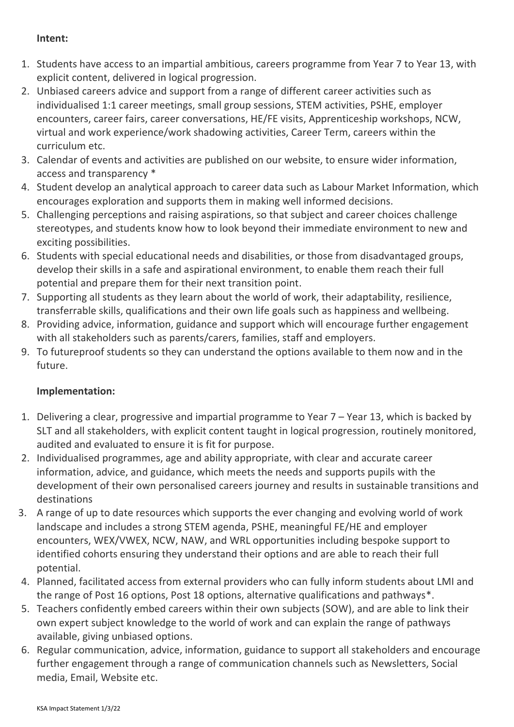**Intent:**

1. Students have access to an impartial ambitious, careers programme from Year 7 to Year 13, with explicit content, delivered in logical progression.
2. Unbiased careers advice and support from a range of different career activities such as individualised 1:1 career meetings, small group sessions, STEM activities, PSHE, employer encounters, career fairs, career conversations, HE/FE visits, Apprenticeship workshops, NCW, virtual and work experience/work shadowing activities, Career Term, careers within the curriculum etc.
3. Calendar of events and activities are published on our website, to ensure wider information, access and transparency *
4. Student develop an analytical approach to career data such as Labour Market Information, which encourages exploration and supports them in making well informed decisions.
5. Challenging perceptions and raising aspirations, so that subject and career choices challenge stereotypes, and students know how to look beyond their immediate environment to new and exciting possibilities.
6. Students with special educational needs and disabilities, or those from disadvantaged groups, develop their skills in a safe and aspirational environment, to enable them reach their full potential and prepare them for their next transition point.
7. Supporting all students as they learn about the world of work, their adaptability, resilience, transferrable skills, qualifications and their own life goals such as happiness and wellbeing.
8. Providing advice, information, guidance and support which will encourage further engagement with all stakeholders such as parents/carers, families, staff and employers.
9. To futureproof students so they can understand the options available to them now and in the future.

**Implementation:**

1. Delivering a clear, progressive and impartial programme to Year 7 – Year 13, which is backed by SLT and all stakeholders, with explicit content taught in logical progression, routinely monitored, audited and evaluated to ensure it is fit for purpose.
2. Individualised programmes, age and ability appropriate, with clear and accurate career information, advice, and guidance, which meets the needs and supports pupils with the development of their own personalised careers journey and results in sustainable transitions and destinations
3. A range of up to date resources which supports the ever changing and evolving world of work landscape and includes a strong STEM agenda, PSHE, meaningful FE/HE and employer encounters, WEX/VWEX, NCW, NAW, and WRL opportunities including bespoke support to identified cohorts ensuring they understand their options and are able to reach their full potential.
4. Planned, facilitated access from external providers who can fully inform students about LMI and the range of Post 16 options, Post 18 options, alternative qualifications and pathways*.
5. Teachers confidently embed careers within their own subjects (SOW), and are able to link their own expert subject knowledge to the world of work and can explain the range of pathways available, giving unbiased options.
6. Regular communication, advice, information, guidance to support all stakeholders and encourage further engagement through a range of communication channels such as Newsletters, Social media, Email, Website etc.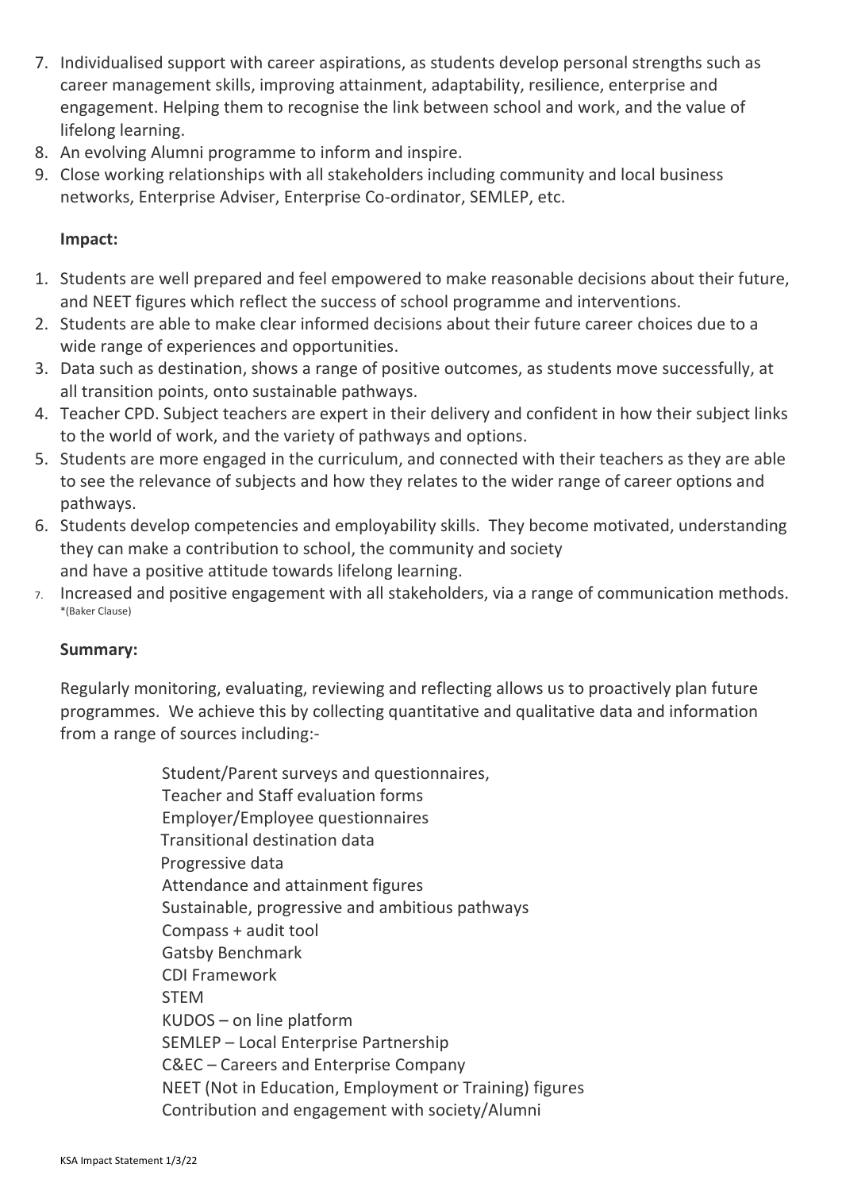7. Individualised support with career aspirations, as students develop personal strengths such as career management skills, improving attainment, adaptability, resilience, enterprise and engagement. Helping them to recognise the link between school and work, and the value of lifelong learning.
8. An evolving Alumni programme to inform and inspire.
9. Close working relationships with all stakeholders including community and local business networks, Enterprise Adviser, Enterprise Co-ordinator, SEMLEP, etc.

**Impact:**

1. Students are well prepared and feel empowered to make reasonable decisions about their future, and NEET figures which reflect the success of school programme and interventions.
2. Students are able to make clear informed decisions about their future career choices due to a wide range of experiences and opportunities.
3. Data such as destination, shows a range of positive outcomes, as students move successfully, at all transition points, onto sustainable pathways.
4. Teacher CPD. Subject teachers are expert in their delivery and confident in how their subject links to the world of work, and the variety of pathways and options.
5. Students are more engaged in the curriculum, and connected with their teachers as they are able to see the relevance of subjects and how they relates to the wider range of career options and pathways.
6. Students develop competencies and employability skills. They become motivated, understanding they can make a contribution to school, the community and society and have a positive attitude towards lifelong learning.
7. Increased and positive engagement with all stakeholders, via a range of communication methods. *(Baker Clause)

**Summary:**

Regularly monitoring, evaluating, reviewing and reflecting allows us to proactively plan future programmes. We achieve this by collecting quantitative and qualitative data and information from a range of sources including:-

Student/Parent surveys and questionnaires,
Teacher and Staff evaluation forms
Employer/Employee questionnaires
Transitional destination data
Progressive data
Attendance and attainment figures
Sustainable, progressive and ambitious pathways
Compass + audit tool
Gatsby Benchmark
CDI Framework
STEM
KUDOS – on line platform
SEMLEP – Local Enterprise Partnership
C&EC – Careers and Enterprise Company
NEET (Not in Education, Employment or Training) figures
Contribution and engagement with society/Alumni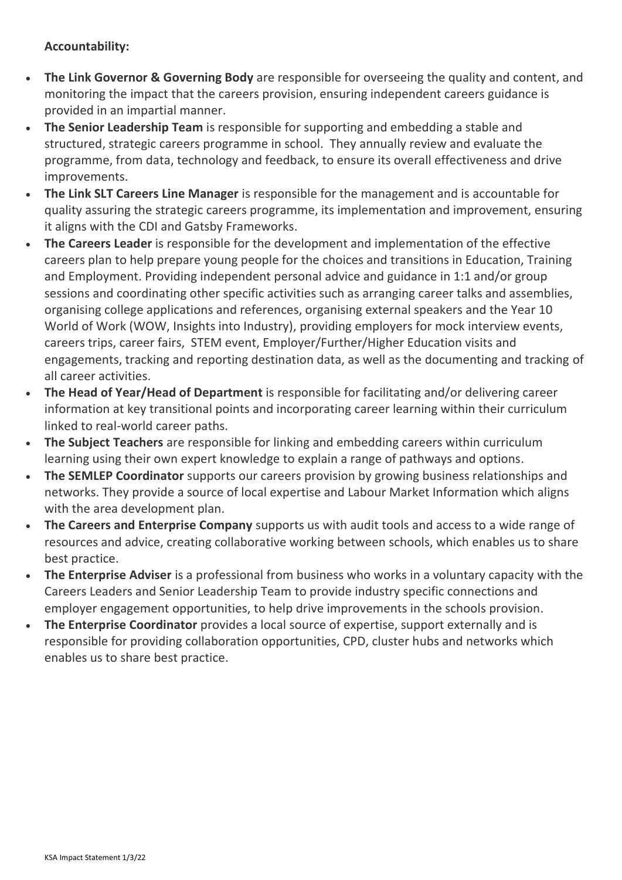**Accountability:**

- **The Link Governor & Governing Body** are responsible for overseeing the quality and content, and monitoring the impact that the careers provision, ensuring independent careers guidance is provided in an impartial manner.
- **The Senior Leadership Team** is responsible for supporting and embedding a stable and structured, strategic careers programme in school. They annually review and evaluate the programme, from data, technology and feedback, to ensure its overall effectiveness and drive improvements.
- **The Link SLT Careers Line Manager** is responsible for the management and is accountable for quality assuring the strategic careers programme, its implementation and improvement, ensuring it aligns with the CDI and Gatsby Frameworks.
- **The Careers Leader** is responsible for the development and implementation of the effective careers plan to help prepare young people for the choices and transitions in Education, Training and Employment. Providing independent personal advice and guidance in 1:1 and/or group sessions and coordinating other specific activities such as arranging career talks and assemblies, organising college applications and references, organising external speakers and the Year 10 World of Work (WOW, Insights into Industry), providing employers for mock interview events, careers trips, career fairs, STEM event, Employer/Further/Higher Education visits and engagements, tracking and reporting destination data, as well as the documenting and tracking of all career activities.
- **The Head of Year/Head of Department** is responsible for facilitating and/or delivering career information at key transitional points and incorporating career learning within their curriculum linked to real-world career paths.
- **The Subject Teachers** are responsible for linking and embedding careers within curriculum learning using their own expert knowledge to explain a range of pathways and options.
- **The SEMLEP Coordinator** supports our careers provision by growing business relationships and networks. They provide a source of local expertise and Labour Market Information which aligns with the area development plan.
- **The Careers and Enterprise Company** supports us with audit tools and access to a wide range of resources and advice, creating collaborative working between schools, which enables us to share best practice.
- **The Enterprise Adviser** is a professional from business who works in a voluntary capacity with the Careers Leaders and Senior Leadership Team to provide industry specific connections and employer engagement opportunities, to help drive improvements in the schools provision.
- **The Enterprise Coordinator** provides a local source of expertise, support externally and is responsible for providing collaboration opportunities, CPD, cluster hubs and networks which enables us to share best practice.